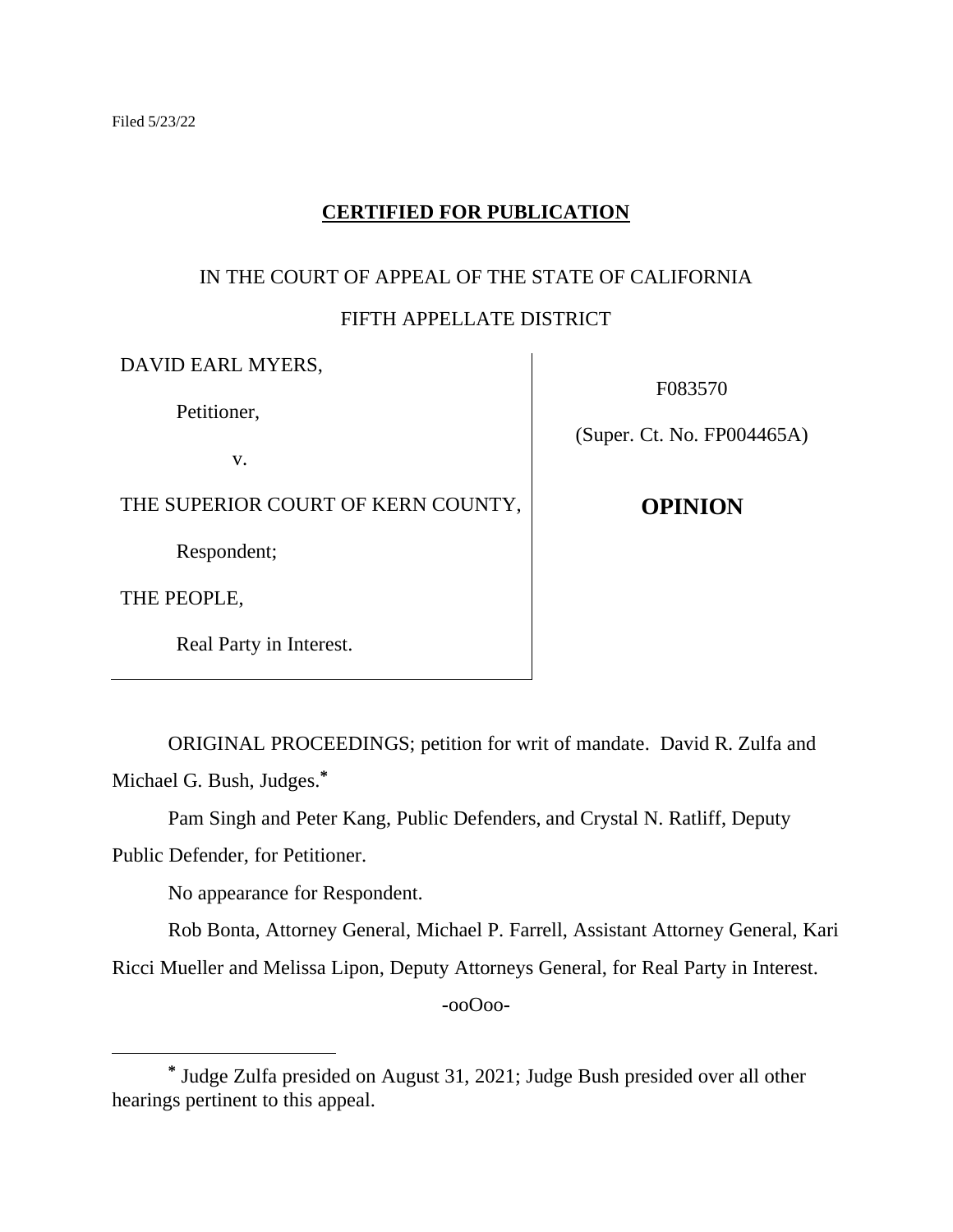Filed 5/23/22

**CERTIFIED FOR PUBLICATION**

IN THE COURT OF APPEAL OF THE STATE OF CALIFORNIA

FIFTH APPELLATE DISTRICT

| | |
|---|---|
| DAVID EARL MYERS,<br><br>Petitioner,<br><br>v.<br><br>THE SUPERIOR COURT OF KERN COUNTY,<br><br>Respondent;<br><br>THE PEOPLE,<br><br>Real Party in Interest. | F083570<br><br>(Super. Ct. No. FP004465A)<br><br>**OPINION** |

ORIGINAL PROCEEDINGS; petition for writ of mandate. David R. Zulfa and Michael G. Bush, Judges.*

Pam Singh and Peter Kang, Public Defenders, and Crystal N. Ratliff, Deputy Public Defender, for Petitioner.

No appearance for Respondent.

Rob Bonta, Attorney General, Michael P. Farrell, Assistant Attorney General, Kari Ricci Mueller and Melissa Lipon, Deputy Attorneys General, for Real Party in Interest.

-ooOoo-

---

* Judge Zulfa presided on August 31, 2021; Judge Bush presided over all other hearings pertinent to this appeal.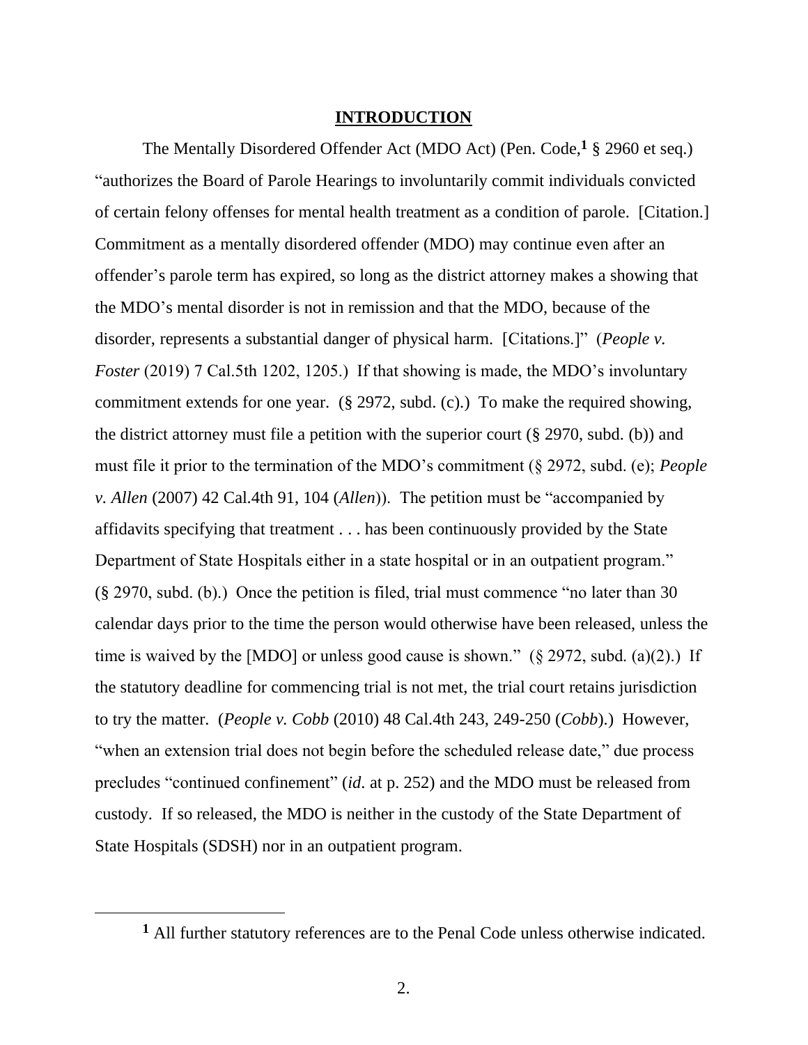## INTRODUCTION

The Mentally Disordered Offender Act (MDO Act) (Pen. Code,[1] § 2960 et seq.) "authorizes the Board of Parole Hearings to involuntarily commit individuals convicted of certain felony offenses for mental health treatment as a condition of parole. [Citation.] Commitment as a mentally disordered offender (MDO) may continue even after an offender's parole term has expired, so long as the district attorney makes a showing that the MDO's mental disorder is not in remission and that the MDO, because of the disorder, represents a substantial danger of physical harm. [Citations.]" (*People v. Foster* (2019) 7 Cal.5th 1202, 1205.) If that showing is made, the MDO's involuntary commitment extends for one year. (§ 2972, subd. (c).) To make the required showing, the district attorney must file a petition with the superior court (§ 2970, subd. (b)) and must file it prior to the termination of the MDO's commitment (§ 2972, subd. (e); *People v. Allen* (2007) 42 Cal.4th 91, 104 (*Allen*)). The petition must be "accompanied by affidavits specifying that treatment . . . has been continuously provided by the State Department of State Hospitals either in a state hospital or in an outpatient program." (§ 2970, subd. (b).) Once the petition is filed, trial must commence "no later than 30 calendar days prior to the time the person would otherwise have been released, unless the time is waived by the [MDO] or unless good cause is shown." (§ 2972, subd. (a)(2).) If the statutory deadline for commencing trial is not met, the trial court retains jurisdiction to try the matter. (*People v. Cobb* (2010) 48 Cal.4th 243, 249-250 (*Cobb*).) However, "when an extension trial does not begin before the scheduled release date," due process precludes "continued confinement" (*id.* at p. 252) and the MDO must be released from custody. If so released, the MDO is neither in the custody of the State Department of State Hospitals (SDSH) nor in an outpatient program.

[1] All further statutory references are to the Penal Code unless otherwise indicated.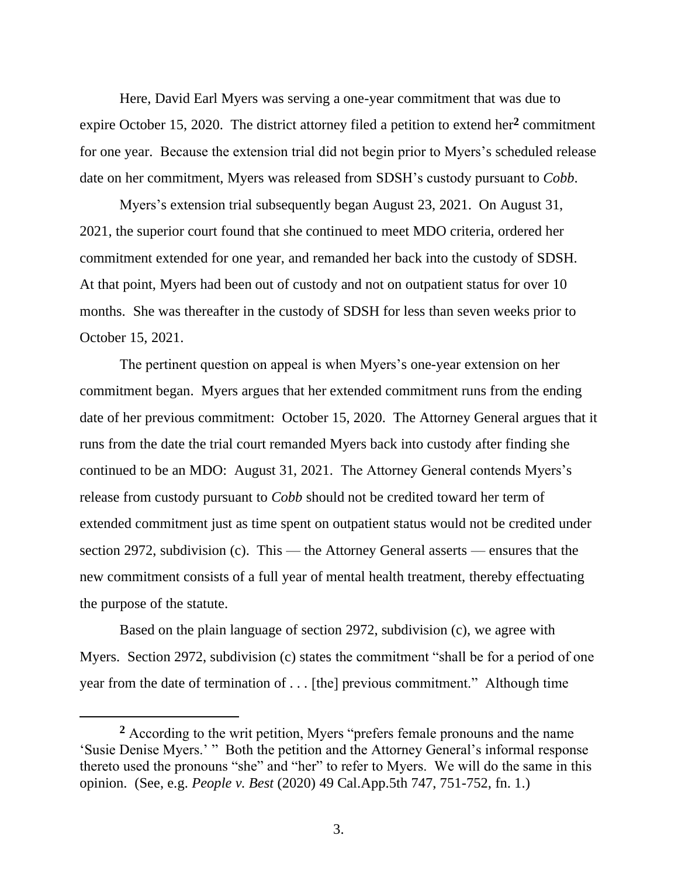Here, David Earl Myers was serving a one-year commitment that was due to expire October 15, 2020. The district attorney filed a petition to extend her[2] commitment for one year. Because the extension trial did not begin prior to Myers's scheduled release date on her commitment, Myers was released from SDSH's custody pursuant to *Cobb*.

Myers's extension trial subsequently began August 23, 2021. On August 31, 2021, the superior court found that she continued to meet MDO criteria, ordered her commitment extended for one year, and remanded her back into the custody of SDSH. At that point, Myers had been out of custody and not on outpatient status for over 10 months. She was thereafter in the custody of SDSH for less than seven weeks prior to October 15, 2021.

The pertinent question on appeal is when Myers's one-year extension on her commitment began. Myers argues that her extended commitment runs from the ending date of her previous commitment: October 15, 2020. The Attorney General argues that it runs from the date the trial court remanded Myers back into custody after finding she continued to be an MDO: August 31, 2021. The Attorney General contends Myers's release from custody pursuant to *Cobb* should not be credited toward her term of extended commitment just as time spent on outpatient status would not be credited under section 2972, subdivision (c). This — the Attorney General asserts — ensures that the new commitment consists of a full year of mental health treatment, thereby effectuating the purpose of the statute.

Based on the plain language of section 2972, subdivision (c), we agree with Myers. Section 2972, subdivision (c) states the commitment "shall be for a period of one year from the date of termination of . . . [the] previous commitment." Although time

---

[2] According to the writ petition, Myers "prefers female pronouns and the name 'Susie Denise Myers.' " Both the petition and the Attorney General's informal response thereto used the pronouns "she" and "her" to refer to Myers. We will do the same in this opinion. (See, e.g. *People v. Best* (2020) 49 Cal.App.5th 747, 751-752, fn. 1.)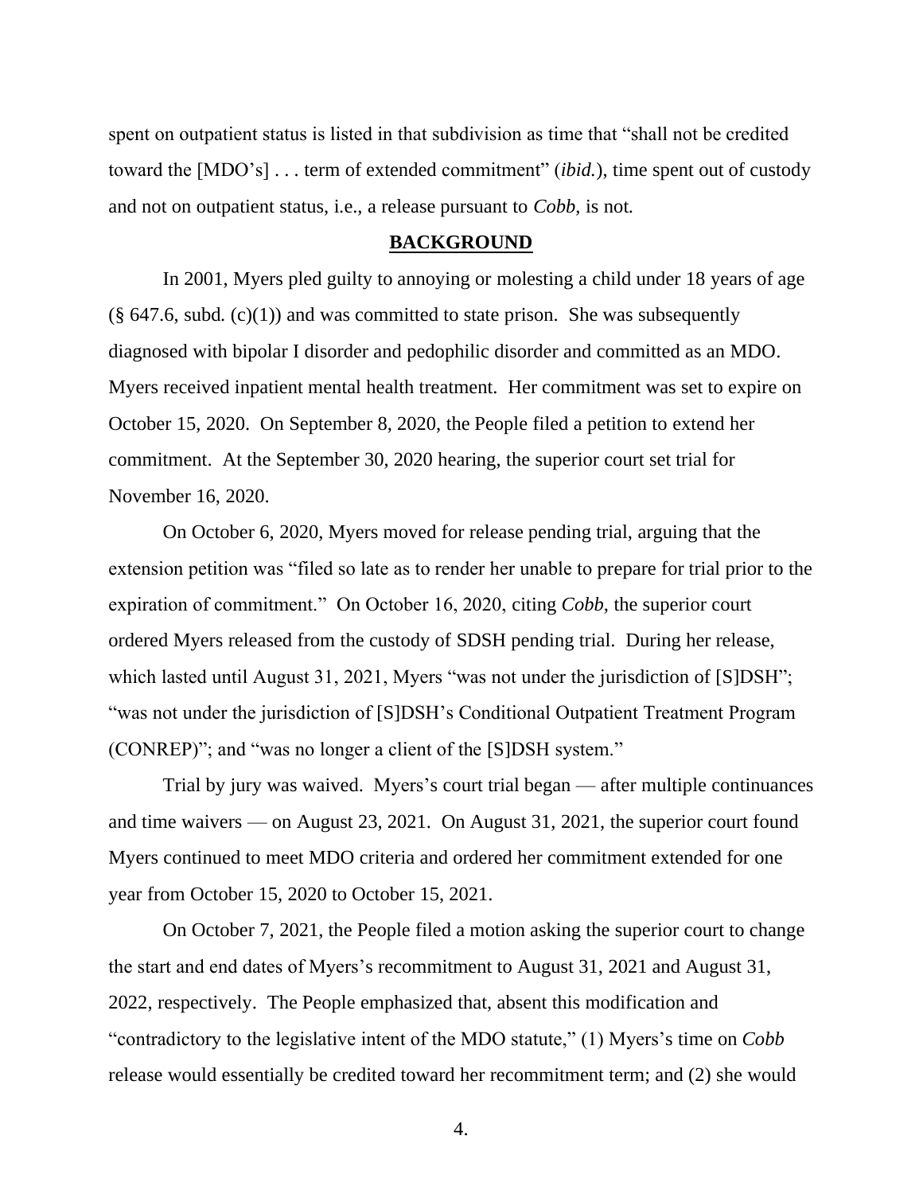spent on outpatient status is listed in that subdivision as time that "shall not be credited toward the [MDO's] . . . term of extended commitment" (*ibid.*), time spent out of custody and not on outpatient status, i.e., a release pursuant to *Cobb*, is not.

## BACKGROUND

In 2001, Myers pled guilty to annoying or molesting a child under 18 years of age (§ 647.6, subd. (c)(1)) and was committed to state prison. She was subsequently diagnosed with bipolar I disorder and pedophilic disorder and committed as an MDO. Myers received inpatient mental health treatment. Her commitment was set to expire on October 15, 2020. On September 8, 2020, the People filed a petition to extend her commitment. At the September 30, 2020 hearing, the superior court set trial for November 16, 2020.

On October 6, 2020, Myers moved for release pending trial, arguing that the extension petition was "filed so late as to render her unable to prepare for trial prior to the expiration of commitment." On October 16, 2020, citing *Cobb*, the superior court ordered Myers released from the custody of SDSH pending trial. During her release, which lasted until August 31, 2021, Myers "was not under the jurisdiction of [S]DSH"; "was not under the jurisdiction of [S]DSH's Conditional Outpatient Treatment Program (CONREP)"; and "was no longer a client of the [S]DSH system."

Trial by jury was waived. Myers's court trial began — after multiple continuances and time waivers — on August 23, 2021. On August 31, 2021, the superior court found Myers continued to meet MDO criteria and ordered her commitment extended for one year from October 15, 2020 to October 15, 2021.

On October 7, 2021, the People filed a motion asking the superior court to change the start and end dates of Myers's recommitment to August 31, 2021 and August 31, 2022, respectively. The People emphasized that, absent this modification and "contradictory to the legislative intent of the MDO statute," (1) Myers's time on *Cobb* release would essentially be credited toward her recommitment term; and (2) she would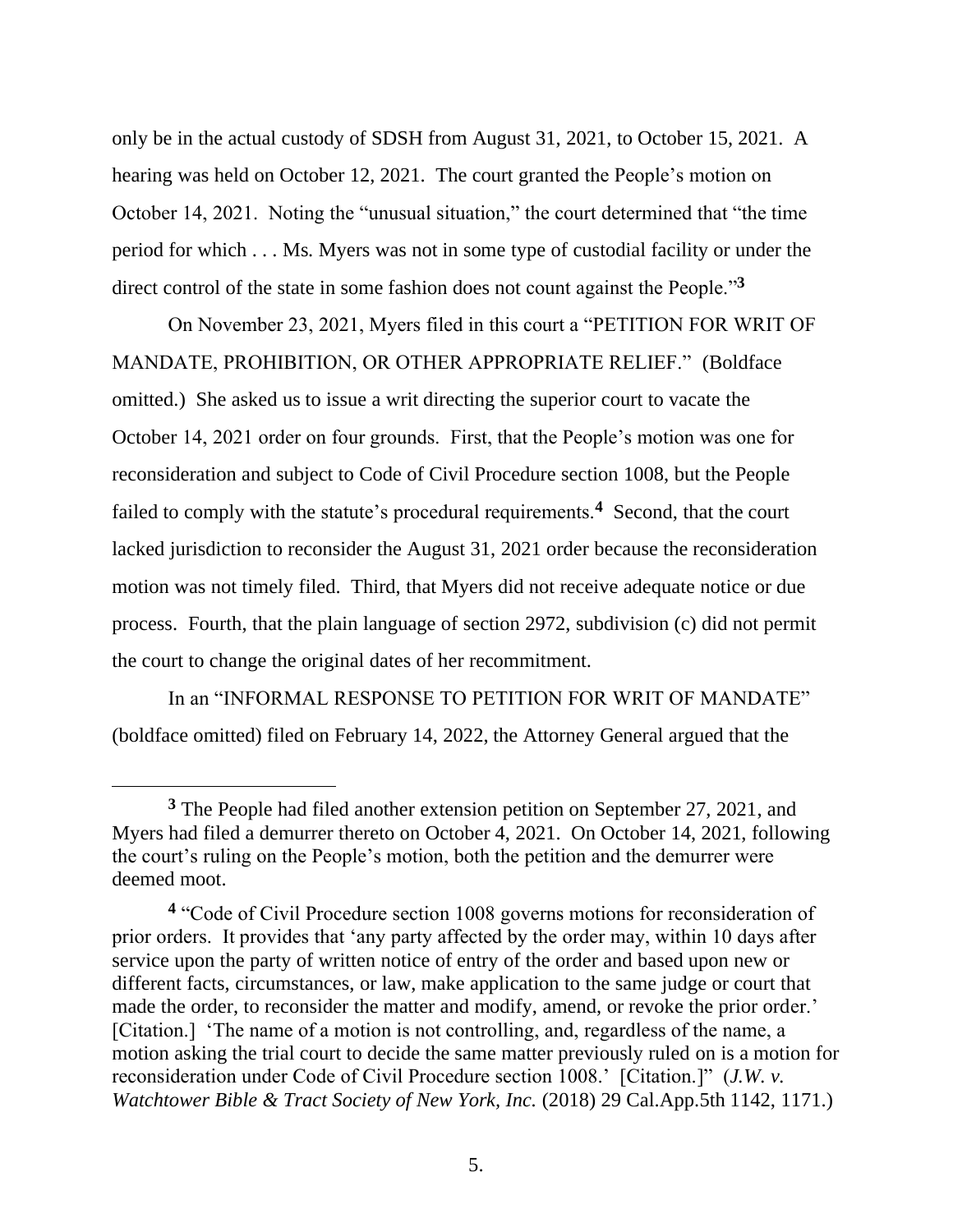only be in the actual custody of SDSH from August 31, 2021, to October 15, 2021. A hearing was held on October 12, 2021. The court granted the People's motion on October 14, 2021. Noting the "unusual situation," the court determined that "the time period for which . . . Ms. Myers was not in some type of custodial facility or under the direct control of the state in some fashion does not count against the People."[3]

On November 23, 2021, Myers filed in this court a "PETITION FOR WRIT OF MANDATE, PROHIBITION, OR OTHER APPROPRIATE RELIEF." (Boldface omitted.) She asked us to issue a writ directing the superior court to vacate the October 14, 2021 order on four grounds. First, that the People's motion was one for reconsideration and subject to Code of Civil Procedure section 1008, but the People failed to comply with the statute's procedural requirements.[4] Second, that the court lacked jurisdiction to reconsider the August 31, 2021 order because the reconsideration motion was not timely filed. Third, that Myers did not receive adequate notice or due process. Fourth, that the plain language of section 2972, subdivision (c) did not permit the court to change the original dates of her recommitment.

In an "INFORMAL RESPONSE TO PETITION FOR WRIT OF MANDATE" (boldface omitted) filed on February 14, 2022, the Attorney General argued that the

---

[3] The People had filed another extension petition on September 27, 2021, and Myers had filed a demurrer thereto on October 4, 2021. On October 14, 2021, following the court's ruling on the People's motion, both the petition and the demurrer were deemed moot.

[4] "Code of Civil Procedure section 1008 governs motions for reconsideration of prior orders. It provides that 'any party affected by the order may, within 10 days after service upon the party of written notice of entry of the order and based upon new or different facts, circumstances, or law, make application to the same judge or court that made the order, to reconsider the matter and modify, amend, or revoke the prior order.' [Citation.] 'The name of a motion is not controlling, and, regardless of the name, a motion asking the trial court to decide the same matter previously ruled on is a motion for reconsideration under Code of Civil Procedure section 1008.' [Citation.]" (*J.W. v. Watchtower Bible & Tract Society of New York, Inc.* (2018) 29 Cal.App.5th 1142, 1171.)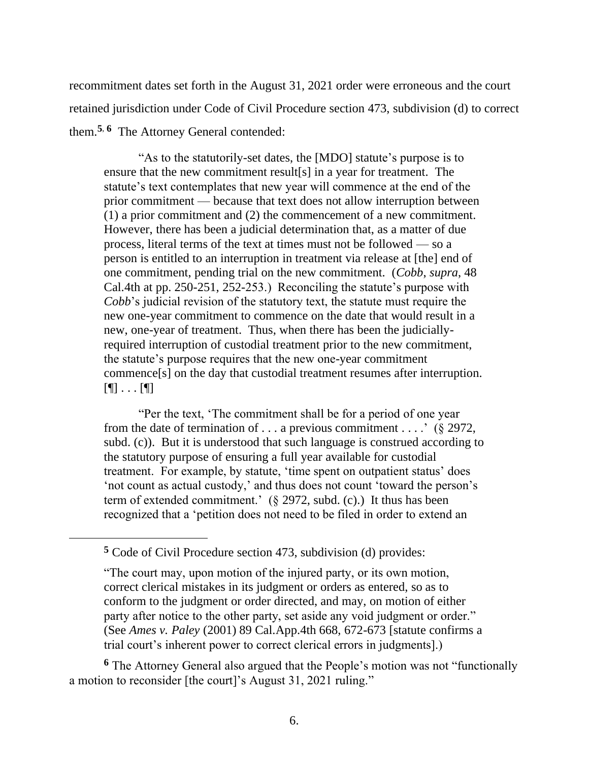recommitment dates set forth in the August 31, 2021 order were erroneous and the court retained jurisdiction under Code of Civil Procedure section 473, subdivision (d) to correct them.[5, 6] The Attorney General contended:

> "As to the statutorily-set dates, the [MDO] statute's purpose is to ensure that the new commitment result[s] in a year for treatment. The statute's text contemplates that new year will commence at the end of the prior commitment — because that text does not allow interruption between (1) a prior commitment and (2) the commencement of a new commitment. However, there has been a judicial determination that, as a matter of due process, literal terms of the text at times must not be followed — so a person is entitled to an interruption in treatment via release at [the] end of one commitment, pending trial on the new commitment. (*Cobb*, *supra*, 48 Cal.4th at pp. 250-251, 252-253.) Reconciling the statute's purpose with *Cobb*'s judicial revision of the statutory text, the statute must require the new one-year commitment to commence on the date that would result in a new, one-year of treatment. Thus, when there has been the judicially-required interruption of custodial treatment prior to the new commitment, the statute's purpose requires that the new one-year commitment commence[s] on the day that custodial treatment resumes after interruption. [¶] . . . [¶]
>
> "Per the text, 'The commitment shall be for a period of one year from the date of termination of . . . a previous commitment . . . .' (§ 2972, subd. (c)). But it is understood that such language is construed according to the statutory purpose of ensuring a full year available for custodial treatment. For example, by statute, 'time spent on outpatient status' does 'not count as actual custody,' and thus does not count 'toward the person's term of extended commitment.' (§ 2972, subd. (c).) It thus has been recognized that a 'petition does not need to be filed in order to extend an

---

[5] Code of Civil Procedure section 473, subdivision (d) provides:

> "The court may, upon motion of the injured party, or its own motion, correct clerical mistakes in its judgment or orders as entered, so as to conform to the judgment or order directed, and may, on motion of either party after notice to the other party, set aside any void judgment or order." (See *Ames v. Paley* (2001) 89 Cal.App.4th 668, 672-673 [statute confirms a trial court's inherent power to correct clerical errors in judgments].)

[6] The Attorney General also argued that the People's motion was not "functionally a motion to reconsider [the court]'s August 31, 2021 ruling."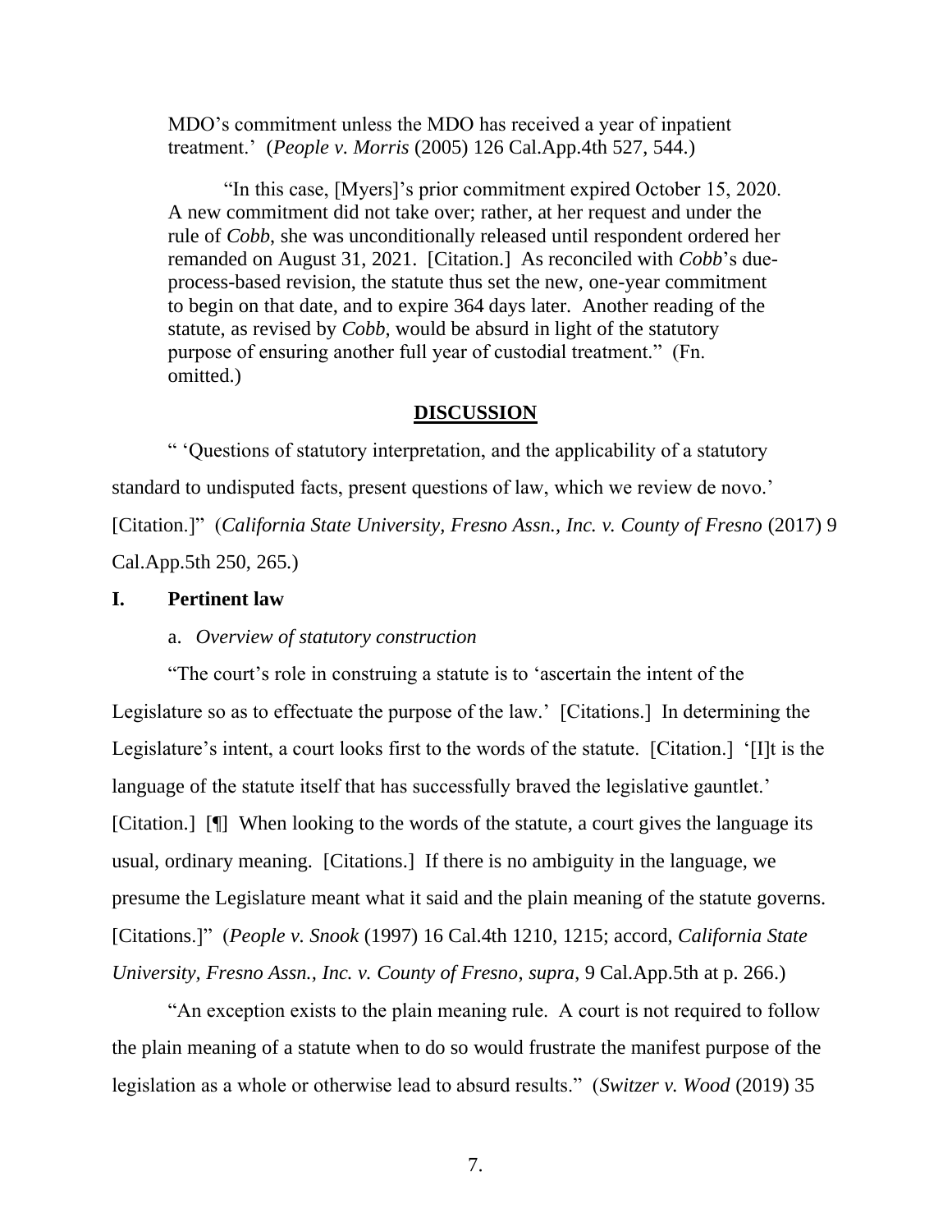MDO's commitment unless the MDO has received a year of inpatient treatment.' (*People v. Morris* (2005) 126 Cal.App.4th 527, 544.)

> "In this case, [Myers]'s prior commitment expired October 15, 2020. A new commitment did not take over; rather, at her request and under the rule of *Cobb*, she was unconditionally released until respondent ordered her remanded on August 31, 2021. [Citation.] As reconciled with *Cobb*'s due-process-based revision, the statute thus set the new, one-year commitment to begin on that date, and to expire 364 days later. Another reading of the statute, as revised by *Cobb*, would be absurd in light of the statutory purpose of ensuring another full year of custodial treatment." (Fn. omitted.)

## DISCUSSION

" 'Questions of statutory interpretation, and the applicability of a statutory standard to undisputed facts, present questions of law, which we review de novo.' [Citation.]" (*California State University, Fresno Assn., Inc. v. County of Fresno* (2017) 9 Cal.App.5th 250, 265.)

### I. Pertinent law

#### a. *Overview of statutory construction*

"The court's role in construing a statute is to 'ascertain the intent of the Legislature so as to effectuate the purpose of the law.' [Citations.] In determining the Legislature's intent, a court looks first to the words of the statute. [Citation.] '[I]t is the language of the statute itself that has successfully braved the legislative gauntlet.' [Citation.] [¶] When looking to the words of the statute, a court gives the language its usual, ordinary meaning. [Citations.] If there is no ambiguity in the language, we presume the Legislature meant what it said and the plain meaning of the statute governs. [Citations.]" (*People v. Snook* (1997) 16 Cal.4th 1210, 1215; accord, *California State University, Fresno Assn., Inc. v. County of Fresno*, *supra*, 9 Cal.App.5th at p. 266.)

"An exception exists to the plain meaning rule. A court is not required to follow the plain meaning of a statute when to do so would frustrate the manifest purpose of the legislation as a whole or otherwise lead to absurd results." (*Switzer v. Wood* (2019) 35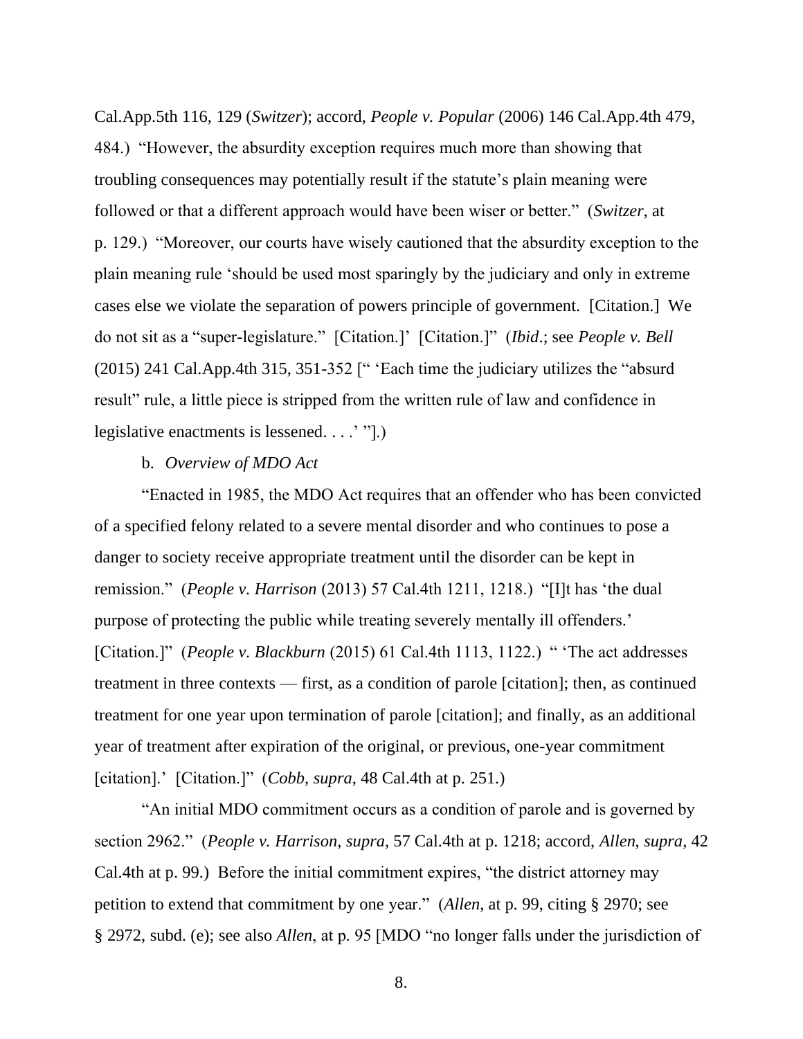Cal.App.5th 116, 129 (*Switzer*); accord, *People v. Popular* (2006) 146 Cal.App.4th 479, 484.) "However, the absurdity exception requires much more than showing that troubling consequences may potentially result if the statute's plain meaning were followed or that a different approach would have been wiser or better." (*Switzer*, at p. 129.) "Moreover, our courts have wisely cautioned that the absurdity exception to the plain meaning rule 'should be used most sparingly by the judiciary and only in extreme cases else we violate the separation of powers principle of government. [Citation.] We do not sit as a "super-legislature." [Citation.]' [Citation.]" (*Ibid*.; see *People v. Bell* (2015) 241 Cal.App.4th 315, 351-352 [" 'Each time the judiciary utilizes the "absurd result" rule, a little piece is stripped from the written rule of law and confidence in legislative enactments is lessened. . . .' "].)

b. *Overview of MDO Act*

"Enacted in 1985, the MDO Act requires that an offender who has been convicted of a specified felony related to a severe mental disorder and who continues to pose a danger to society receive appropriate treatment until the disorder can be kept in remission." (*People v. Harrison* (2013) 57 Cal.4th 1211, 1218.) "[I]t has 'the dual purpose of protecting the public while treating severely mentally ill offenders.' [Citation.]" (*People v. Blackburn* (2015) 61 Cal.4th 1113, 1122.) " 'The act addresses treatment in three contexts — first, as a condition of parole [citation]; then, as continued treatment for one year upon termination of parole [citation]; and finally, as an additional year of treatment after expiration of the original, or previous, one-year commitment [citation].' [Citation.]" (*Cobb*, *supra*, 48 Cal.4th at p. 251.)

"An initial MDO commitment occurs as a condition of parole and is governed by section 2962." (*People v. Harrison*, *supra*, 57 Cal.4th at p. 1218; accord, *Allen*, *supra*, 42 Cal.4th at p. 99.) Before the initial commitment expires, "the district attorney may petition to extend that commitment by one year." (*Allen*, at p. 99, citing § 2970; see § 2972, subd. (e); see also *Allen*, at p. 95 [MDO "no longer falls under the jurisdiction of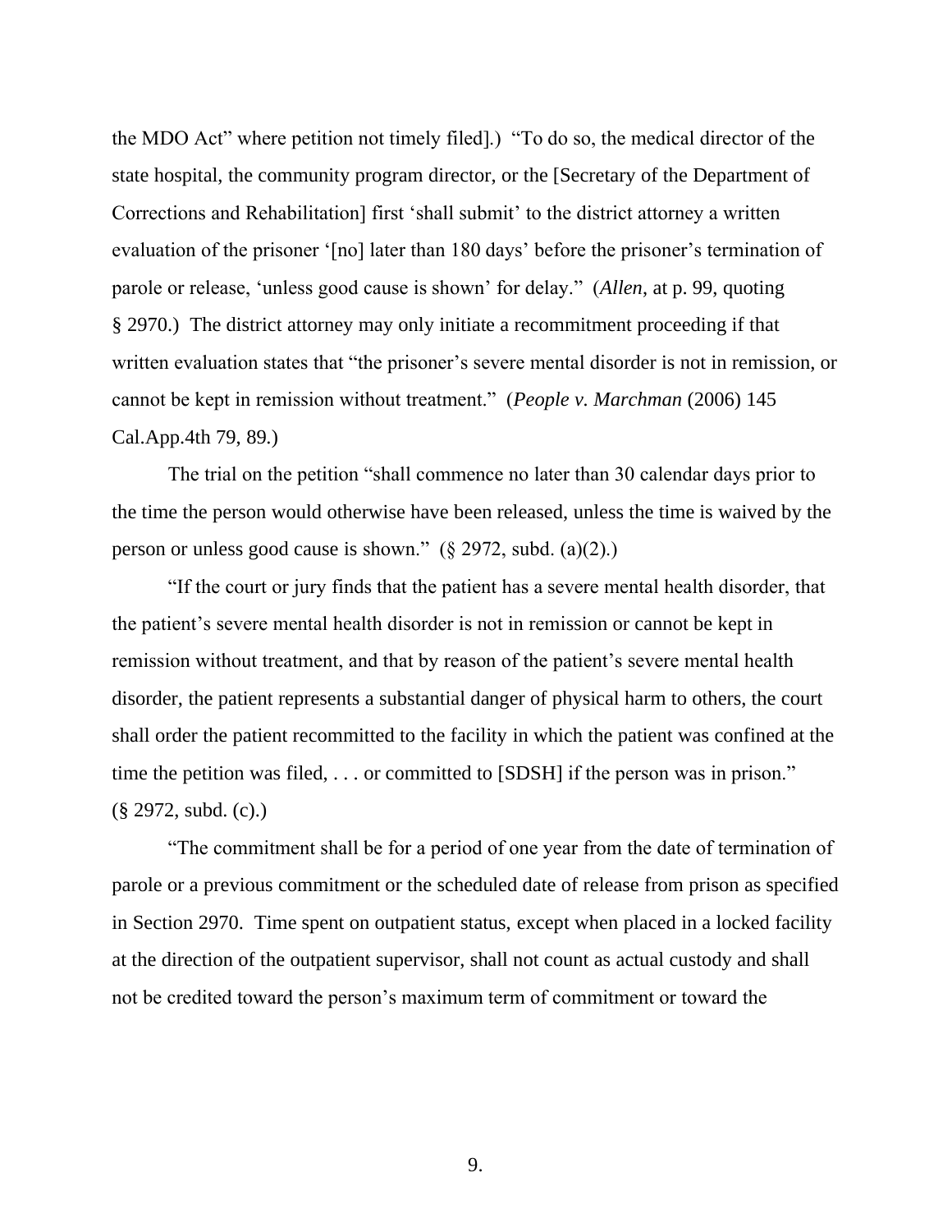the MDO Act" where petition not timely filed].) "To do so, the medical director of the state hospital, the community program director, or the [Secretary of the Department of Corrections and Rehabilitation] first 'shall submit' to the district attorney a written evaluation of the prisoner '[no] later than 180 days' before the prisoner's termination of parole or release, 'unless good cause is shown' for delay." (*Allen*, at p. 99, quoting § 2970.) The district attorney may only initiate a recommitment proceeding if that written evaluation states that "the prisoner's severe mental disorder is not in remission, or cannot be kept in remission without treatment." (*People v. Marchman* (2006) 145 Cal.App.4th 79, 89.)

The trial on the petition "shall commence no later than 30 calendar days prior to the time the person would otherwise have been released, unless the time is waived by the person or unless good cause is shown." (§ 2972, subd. (a)(2).)

"If the court or jury finds that the patient has a severe mental health disorder, that the patient's severe mental health disorder is not in remission or cannot be kept in remission without treatment, and that by reason of the patient's severe mental health disorder, the patient represents a substantial danger of physical harm to others, the court shall order the patient recommitted to the facility in which the patient was confined at the time the petition was filed, . . . or committed to [SDSH] if the person was in prison." (§ 2972, subd. (c).)

"The commitment shall be for a period of one year from the date of termination of parole or a previous commitment or the scheduled date of release from prison as specified in Section 2970. Time spent on outpatient status, except when placed in a locked facility at the direction of the outpatient supervisor, shall not count as actual custody and shall not be credited toward the person's maximum term of commitment or toward the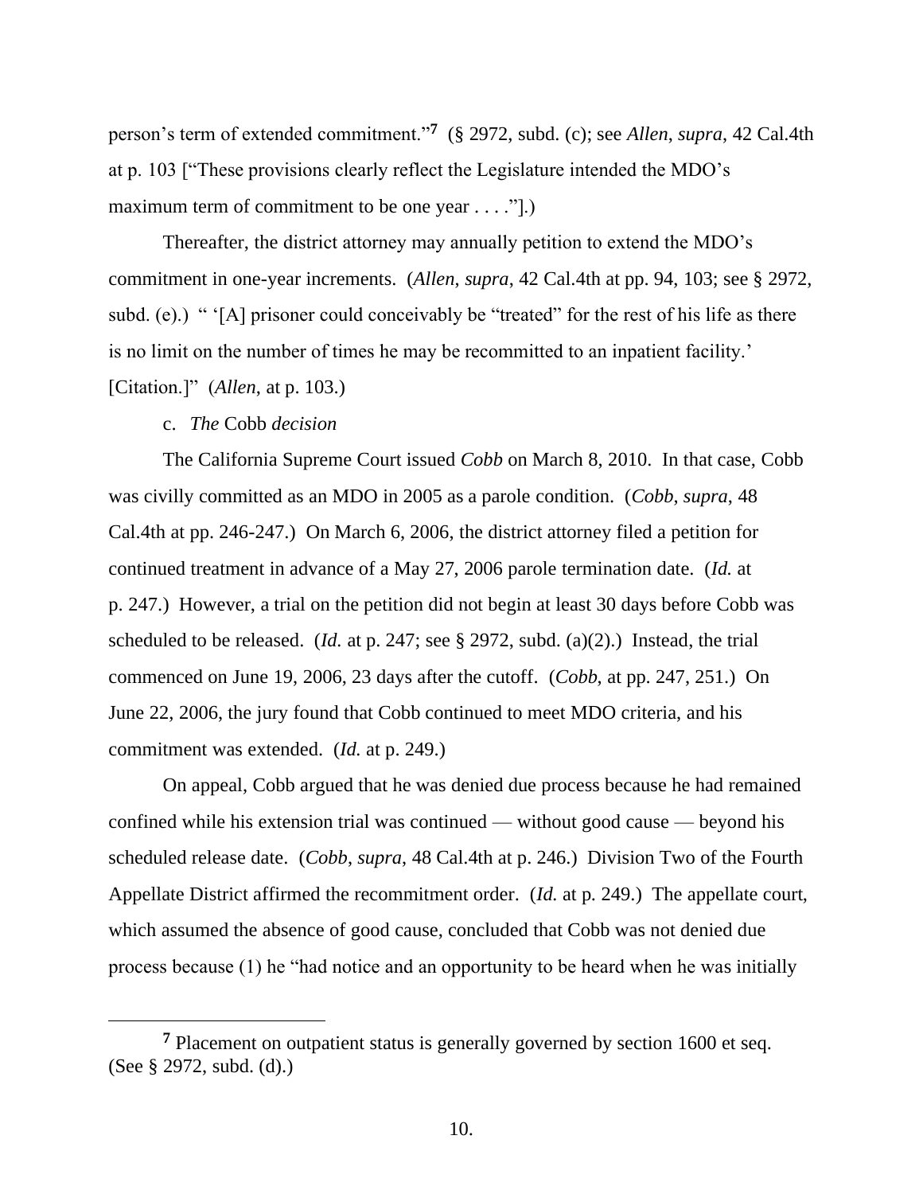person's term of extended commitment."[7] (§ 2972, subd. (c); see *Allen*, *supra*, 42 Cal.4th at p. 103 ["These provisions clearly reflect the Legislature intended the MDO's maximum term of commitment to be one year . . . ."].)

Thereafter, the district attorney may annually petition to extend the MDO's commitment in one-year increments. (*Allen*, *supra*, 42 Cal.4th at pp. 94, 103; see § 2972, subd. (e).) " '[A] prisoner could conceivably be "treated" for the rest of his life as there is no limit on the number of times he may be recommitted to an inpatient facility.' [Citation.]" (*Allen*, at p. 103.)

c. *The* Cobb *decision*

The California Supreme Court issued *Cobb* on March 8, 2010. In that case, Cobb was civilly committed as an MDO in 2005 as a parole condition. (*Cobb*, *supra*, 48 Cal.4th at pp. 246-247.) On March 6, 2006, the district attorney filed a petition for continued treatment in advance of a May 27, 2006 parole termination date. (*Id.* at p. 247.) However, a trial on the petition did not begin at least 30 days before Cobb was scheduled to be released. (*Id.* at p. 247; see § 2972, subd. (a)(2).) Instead, the trial commenced on June 19, 2006, 23 days after the cutoff. (*Cobb*, at pp. 247, 251.) On June 22, 2006, the jury found that Cobb continued to meet MDO criteria, and his commitment was extended. (*Id.* at p. 249.)

On appeal, Cobb argued that he was denied due process because he had remained confined while his extension trial was continued — without good cause — beyond his scheduled release date. (*Cobb*, *supra*, 48 Cal.4th at p. 246.) Division Two of the Fourth Appellate District affirmed the recommitment order. (*Id.* at p. 249.) The appellate court, which assumed the absence of good cause, concluded that Cobb was not denied due process because (1) he "had notice and an opportunity to be heard when he was initially

---

[7] Placement on outpatient status is generally governed by section 1600 et seq. (See § 2972, subd. (d).)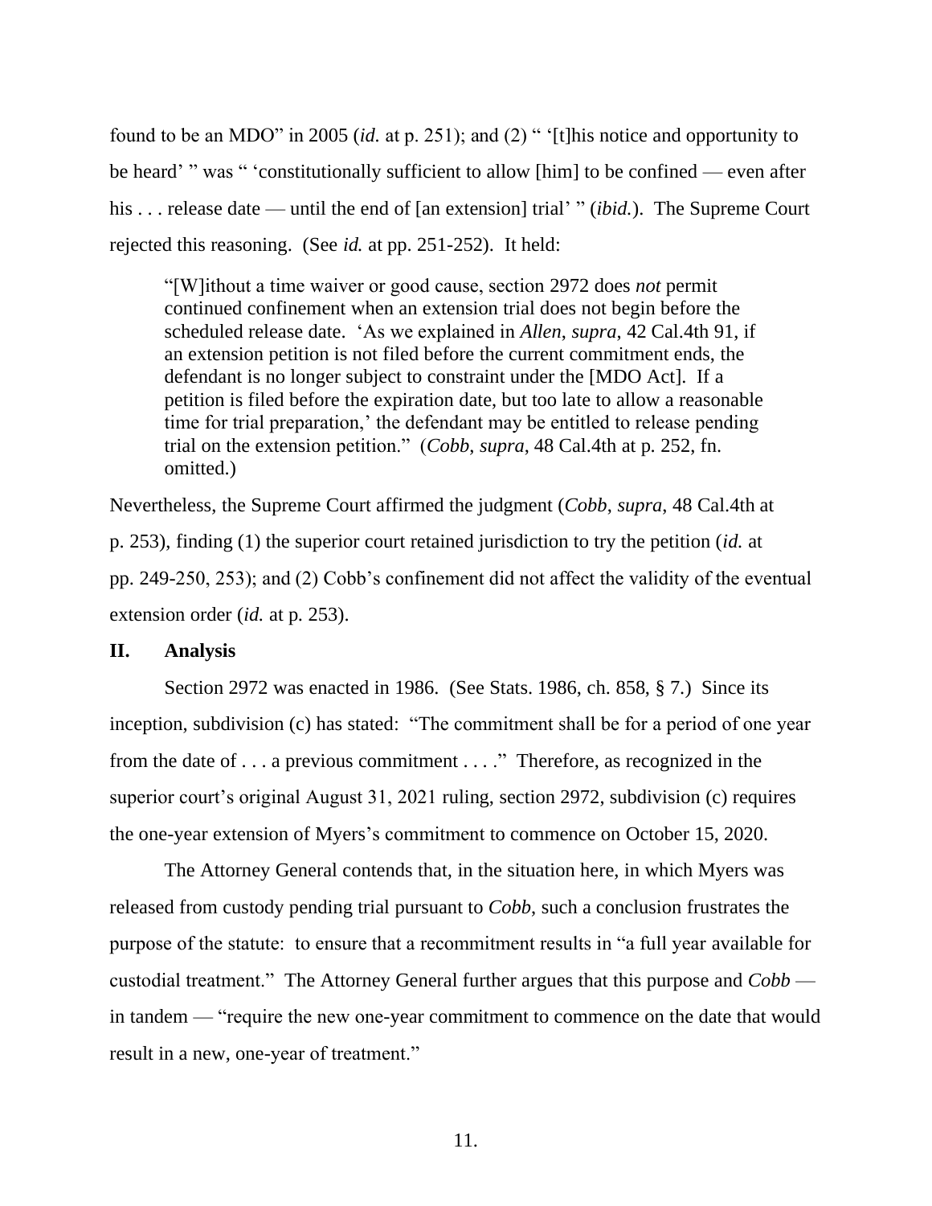found to be an MDO" in 2005 (*id.* at p. 251); and (2) " '[t]his notice and opportunity to be heard' " was " 'constitutionally sufficient to allow [him] to be confined — even after his . . . release date — until the end of [an extension] trial' " (*ibid.*). The Supreme Court rejected this reasoning. (See *id.* at pp. 251-252). It held:

> "[W]ithout a time waiver or good cause, section 2972 does *not* permit continued confinement when an extension trial does not begin before the scheduled release date. 'As we explained in *Allen, supra,* 42 Cal.4th 91, if an extension petition is not filed before the current commitment ends, the defendant is no longer subject to constraint under the [MDO Act]. If a petition is filed before the expiration date, but too late to allow a reasonable time for trial preparation,' the defendant may be entitled to release pending trial on the extension petition." (*Cobb*, *supra*, 48 Cal.4th at p. 252, fn. omitted.)

Nevertheless, the Supreme Court affirmed the judgment (*Cobb*, *supra*, 48 Cal.4th at p. 253), finding (1) the superior court retained jurisdiction to try the petition (*id.* at pp. 249-250, 253); and (2) Cobb's confinement did not affect the validity of the eventual extension order (*id.* at p. 253).

## II. Analysis

Section 2972 was enacted in 1986. (See Stats. 1986, ch. 858, § 7.) Since its inception, subdivision (c) has stated: "The commitment shall be for a period of one year from the date of . . . a previous commitment . . . ." Therefore, as recognized in the superior court's original August 31, 2021 ruling, section 2972, subdivision (c) requires the one-year extension of Myers's commitment to commence on October 15, 2020.

The Attorney General contends that, in the situation here, in which Myers was released from custody pending trial pursuant to *Cobb*, such a conclusion frustrates the purpose of the statute: to ensure that a recommitment results in "a full year available for custodial treatment." The Attorney General further argues that this purpose and *Cobb* — in tandem — "require the new one-year commitment to commence on the date that would result in a new, one-year of treatment."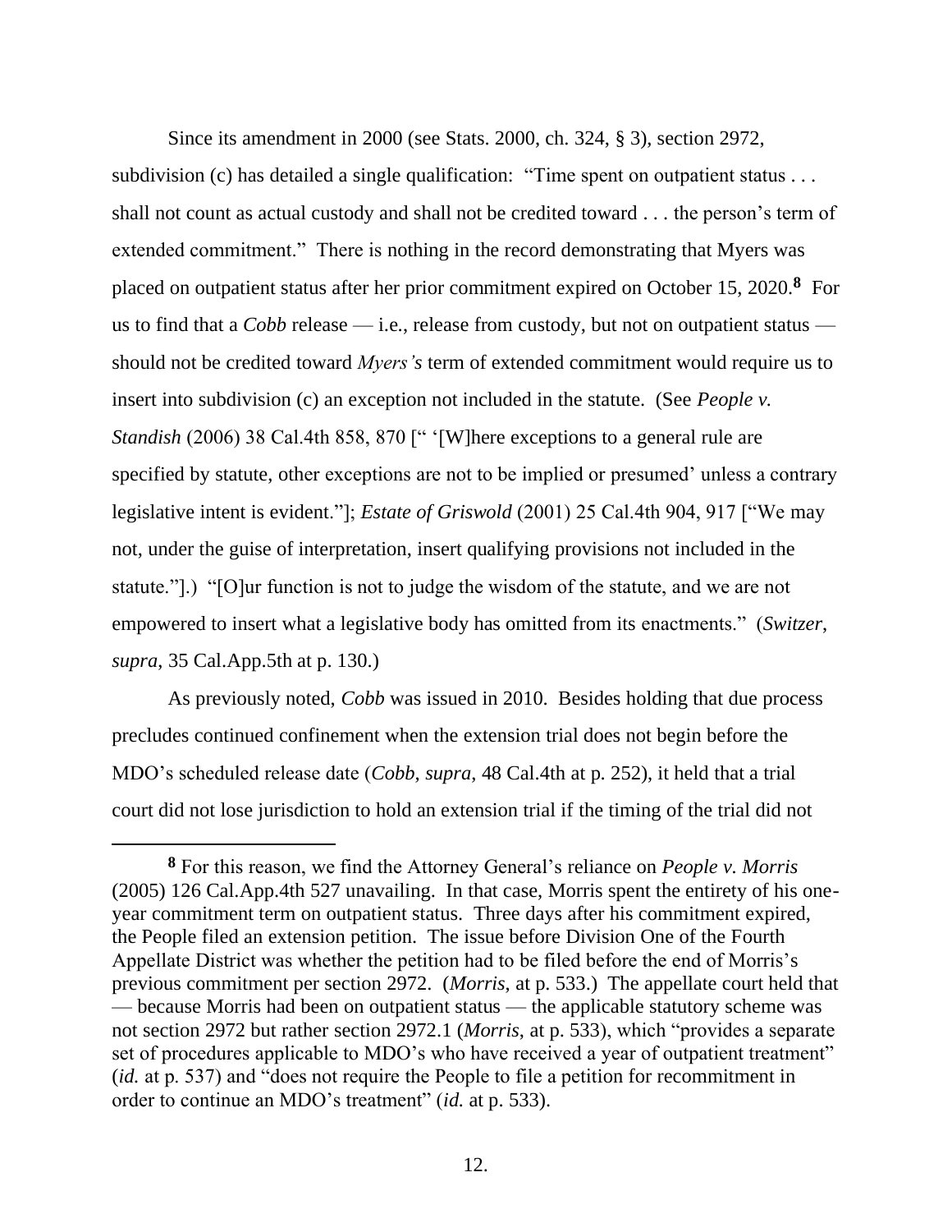Since its amendment in 2000 (see Stats. 2000, ch. 324, § 3), section 2972, subdivision (c) has detailed a single qualification: "Time spent on outpatient status . . . shall not count as actual custody and shall not be credited toward . . . the person's term of extended commitment." There is nothing in the record demonstrating that Myers was placed on outpatient status after her prior commitment expired on October 15, 2020.[8] For us to find that a *Cobb* release — i.e., release from custody, but not on outpatient status — should not be credited toward *Myers's* term of extended commitment would require us to insert into subdivision (c) an exception not included in the statute. (See *People v. Standish* (2006) 38 Cal.4th 858, 870 [" '[W]here exceptions to a general rule are specified by statute, other exceptions are not to be implied or presumed' unless a contrary legislative intent is evident."]; *Estate of Griswold* (2001) 25 Cal.4th 904, 917 ["We may not, under the guise of interpretation, insert qualifying provisions not included in the statute."].) "[O]ur function is not to judge the wisdom of the statute, and we are not empowered to insert what a legislative body has omitted from its enactments." (*Switzer*, *supra*, 35 Cal.App.5th at p. 130.)

As previously noted, *Cobb* was issued in 2010. Besides holding that due process precludes continued confinement when the extension trial does not begin before the MDO's scheduled release date (*Cobb*, *supra*, 48 Cal.4th at p. 252), it held that a trial court did not lose jurisdiction to hold an extension trial if the timing of the trial did not

---

**8** For this reason, we find the Attorney General's reliance on *People v. Morris* (2005) 126 Cal.App.4th 527 unavailing. In that case, Morris spent the entirety of his one-year commitment term on outpatient status. Three days after his commitment expired, the People filed an extension petition. The issue before Division One of the Fourth Appellate District was whether the petition had to be filed before the end of Morris's previous commitment per section 2972. (*Morris*, at p. 533.) The appellate court held that — because Morris had been on outpatient status — the applicable statutory scheme was not section 2972 but rather section 2972.1 (*Morris*, at p. 533), which "provides a separate set of procedures applicable to MDO's who have received a year of outpatient treatment" (*id.* at p. 537) and "does not require the People to file a petition for recommitment in order to continue an MDO's treatment" (*id.* at p. 533).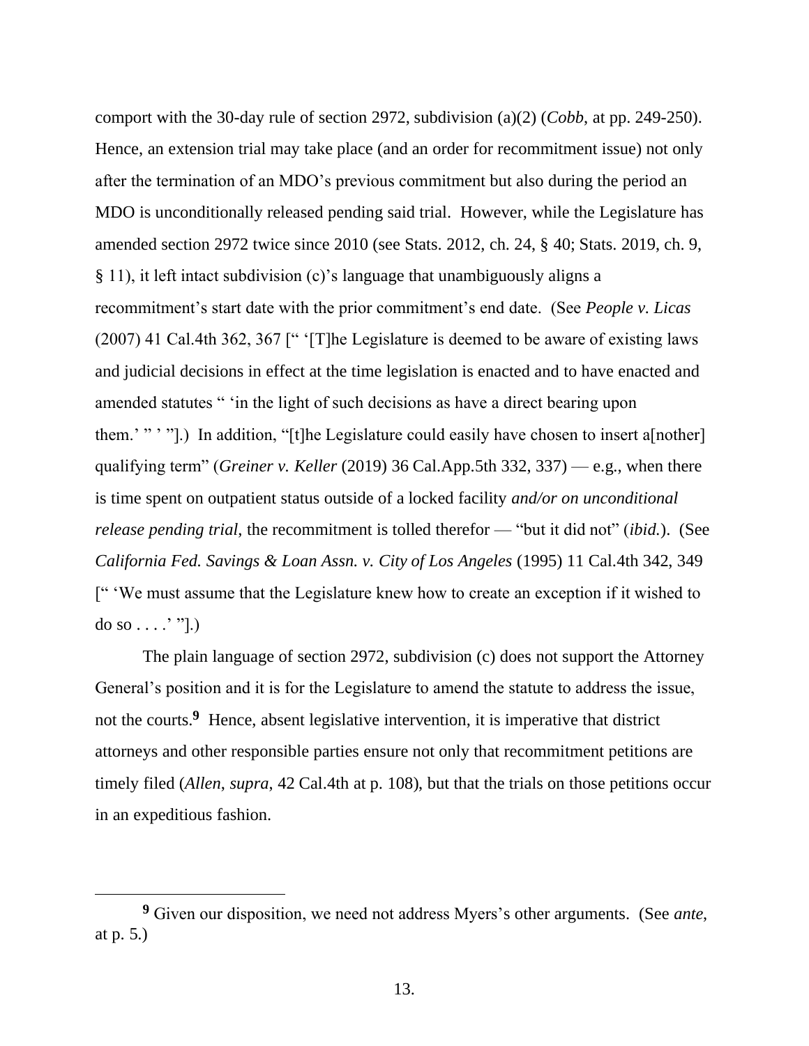comport with the 30-day rule of section 2972, subdivision (a)(2) (*Cobb*, at pp. 249-250). Hence, an extension trial may take place (and an order for recommitment issue) not only after the termination of an MDO's previous commitment but also during the period an MDO is unconditionally released pending said trial. However, while the Legislature has amended section 2972 twice since 2010 (see Stats. 2012, ch. 24, § 40; Stats. 2019, ch. 9, § 11), it left intact subdivision (c)'s language that unambiguously aligns a recommitment's start date with the prior commitment's end date. (See *People v. Licas* (2007) 41 Cal.4th 362, 367 [" '[T]he Legislature is deemed to be aware of existing laws and judicial decisions in effect at the time legislation is enacted and to have enacted and amended statutes " 'in the light of such decisions as have a direct bearing upon them.' " ' "].) In addition, "[t]he Legislature could easily have chosen to insert a[nother] qualifying term" (*Greiner v. Keller* (2019) 36 Cal.App.5th 332, 337) — e.g., when there is time spent on outpatient status outside of a locked facility *and/or on unconditional release pending trial*, the recommitment is tolled therefor — "but it did not" (*ibid.*). (See *California Fed. Savings & Loan Assn. v. City of Los Angeles* (1995) 11 Cal.4th 342, 349 [" 'We must assume that the Legislature knew how to create an exception if it wished to do so . . . .' "].)

The plain language of section 2972, subdivision (c) does not support the Attorney General's position and it is for the Legislature to amend the statute to address the issue, not the courts.[9] Hence, absent legislative intervention, it is imperative that district attorneys and other responsible parties ensure not only that recommitment petitions are timely filed (*Allen*, *supra*, 42 Cal.4th at p. 108), but that the trials on those petitions occur in an expeditious fashion.

---

[9] Given our disposition, we need not address Myers's other arguments. (See *ante*, at p. 5.)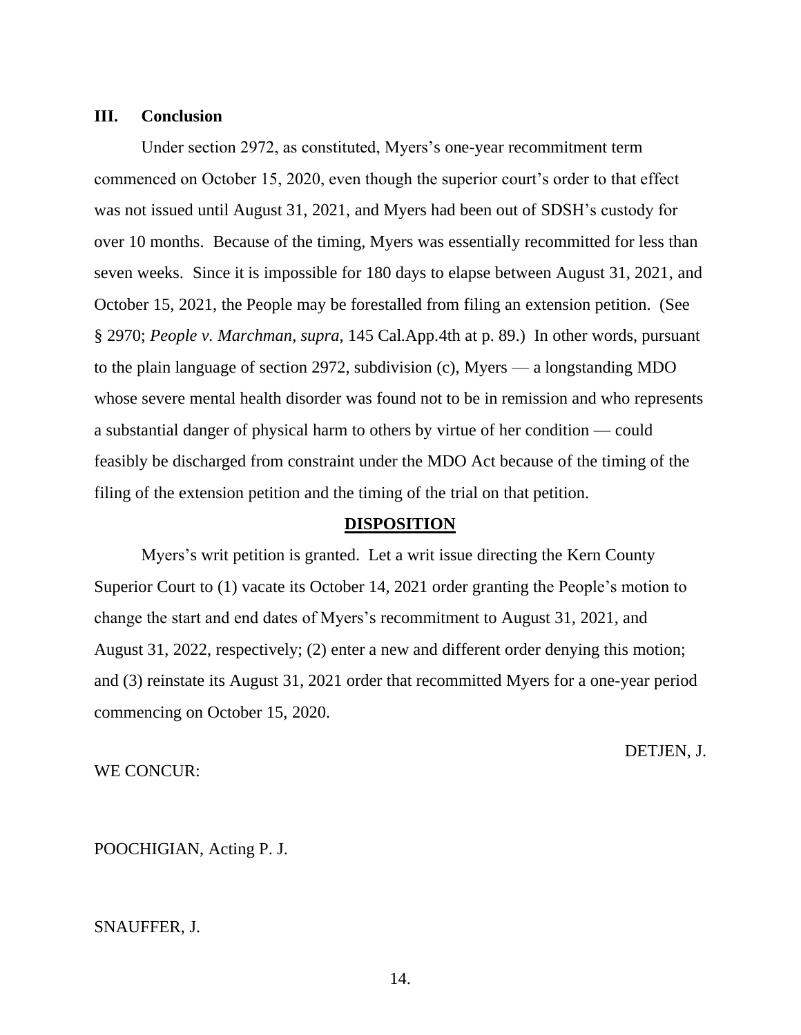## III. Conclusion

Under section 2972, as constituted, Myers's one-year recommitment term commenced on October 15, 2020, even though the superior court's order to that effect was not issued until August 31, 2021, and Myers had been out of SDSH's custody for over 10 months. Because of the timing, Myers was essentially recommitted for less than seven weeks. Since it is impossible for 180 days to elapse between August 31, 2021, and October 15, 2021, the People may be forestalled from filing an extension petition. (See § 2970; *People v. Marchman*, *supra*, 145 Cal.App.4th at p. 89.) In other words, pursuant to the plain language of section 2972, subdivision (c), Myers — a longstanding MDO whose severe mental health disorder was found not to be in remission and who represents a substantial danger of physical harm to others by virtue of her condition — could feasibly be discharged from constraint under the MDO Act because of the timing of the filing of the extension petition and the timing of the trial on that petition.

**DISPOSITION**

Myers's writ petition is granted. Let a writ issue directing the Kern County Superior Court to (1) vacate its October 14, 2021 order granting the People's motion to change the start and end dates of Myers's recommitment to August 31, 2021, and August 31, 2022, respectively; (2) enter a new and different order denying this motion; and (3) reinstate its August 31, 2021 order that recommitted Myers for a one-year period commencing on October 15, 2020.

DETJEN, J.

WE CONCUR:

POOCHIGIAN, Acting P. J.

SNAUFFER, J.